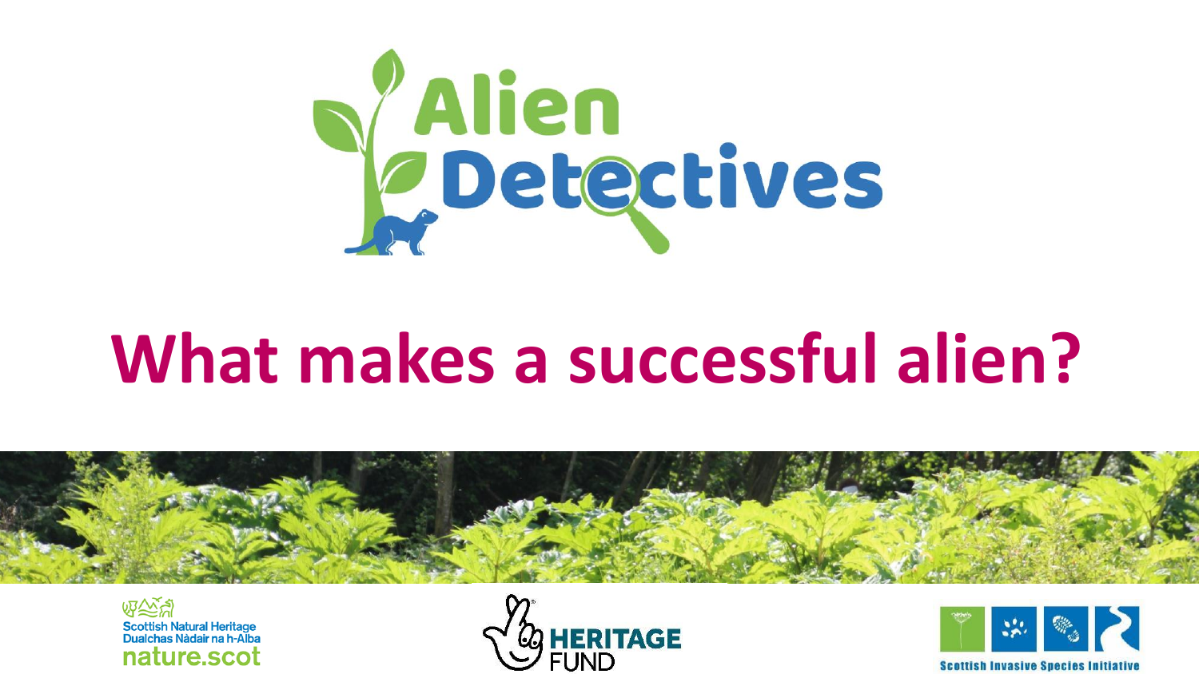# Alien Detectives

## What makes a successful alien?

Scottish Natural Heritage
Dualchas Nàdair na h-Alba
nature.scot

HERITAGE FUND

Scottish Invasive Species Initiative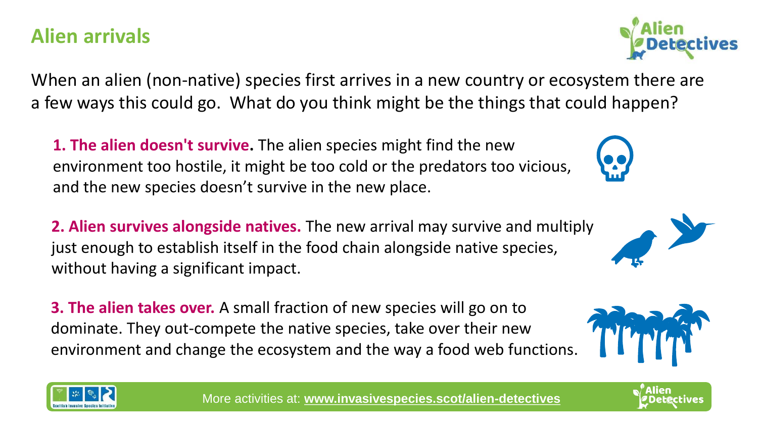## Alien arrivals

When an alien (non-native) species first arrives in a new country or ecosystem there are a few ways this could go. What do you think might be the things that could happen?

**1. The alien doesn't survive.** The alien species might find the new environment too hostile, it might be too cold or the predators too vicious, and the new species doesn't survive in the new place.

**2. Alien survives alongside natives.** The new arrival may survive and multiply just enough to establish itself in the food chain alongside native species, without having a significant impact.

**3. The alien takes over.** A small fraction of new species will go on to dominate. They out-compete the native species, take over their new environment and change the ecosystem and the way a food web functions.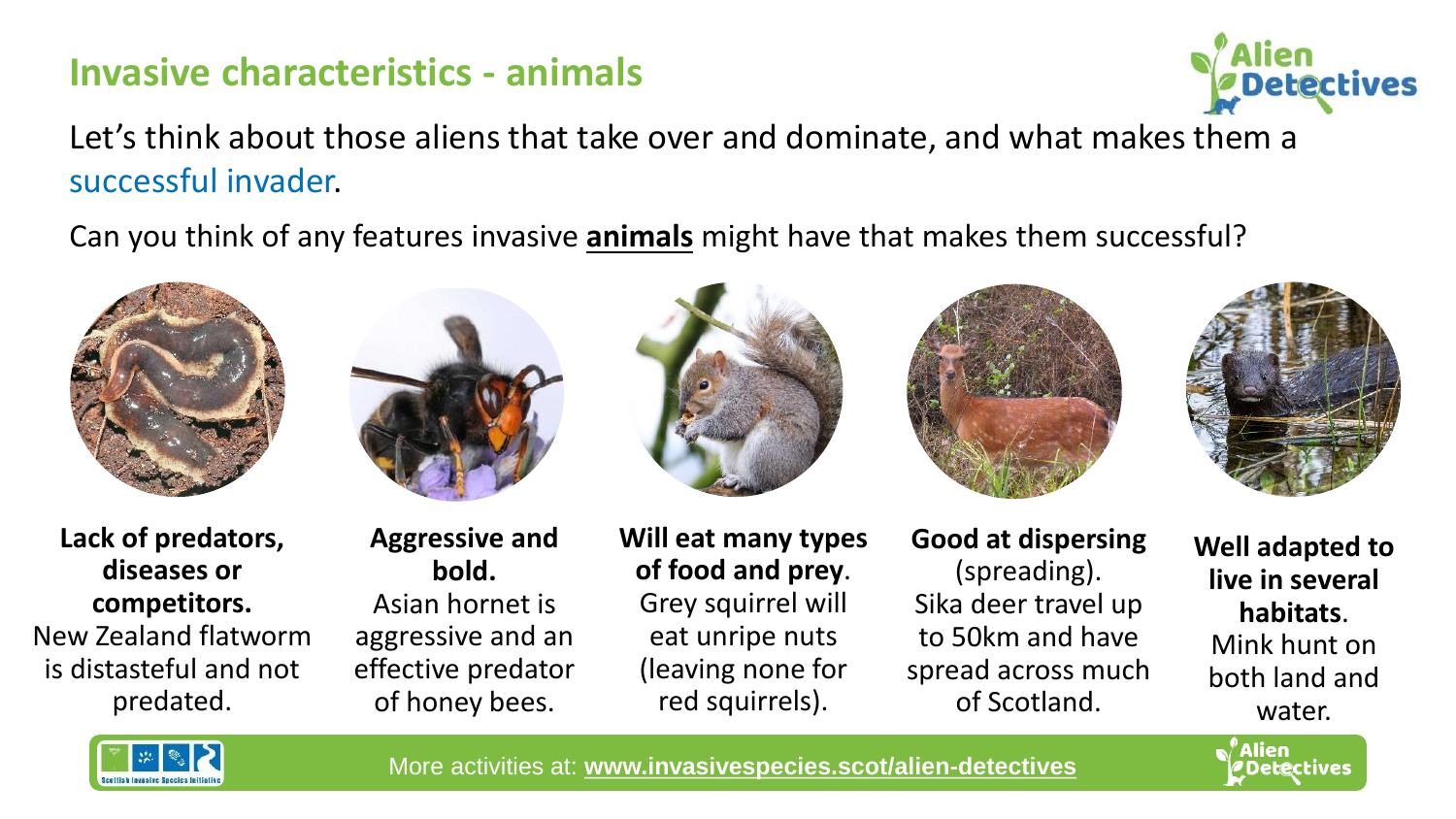# Invasive characteristics - animals

Let's think about those aliens that take over and dominate, and what makes them a successful invader.

Can you think of any features invasive **animals** might have that makes them successful?

**Lack of predators, diseases or competitors.**
New Zealand flatworm is distasteful and not predated.

**Aggressive and bold.**
Asian hornet is aggressive and an effective predator of honey bees.

**Will eat many types of food and prey**.
Grey squirrel will eat unripe nuts (leaving none for red squirrels).

**Good at dispersing** (spreading).
Sika deer travel up to 50km and have spread across much of Scotland.

**Well adapted to live in several habitats**.
Mink hunt on both land and water.

More activities at: **www.invasivespecies.scot/alien-detectives**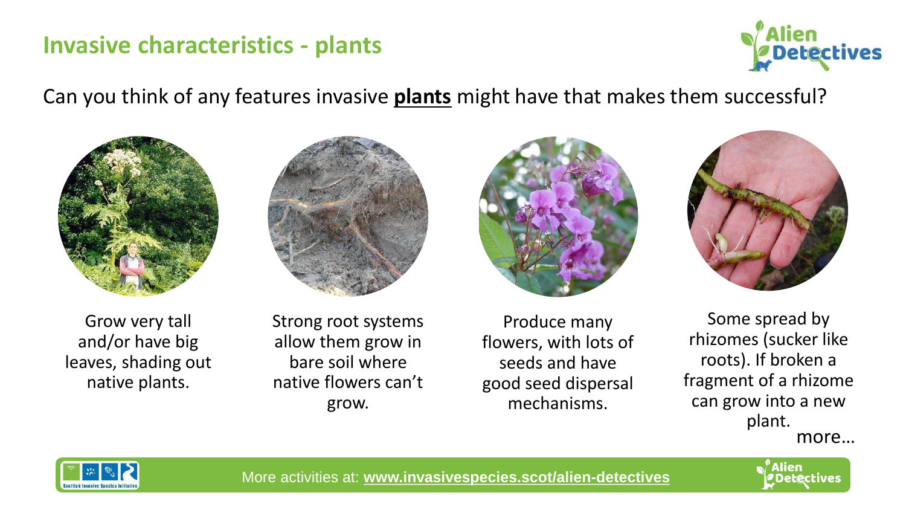# Invasive characteristics - plants

Can you think of any features invasive **plants** might have that makes them successful?

Grow very tall and/or have big leaves, shading out native plants.

Strong root systems allow them grow in bare soil where native flowers can't grow.

Produce many flowers, with lots of seeds and have good seed dispersal mechanisms.

Some spread by rhizomes (sucker like roots). If broken a fragment of a rhizome can grow into a new plant.

more…

More activities at: **www.invasivespecies.scot/alien-detectives**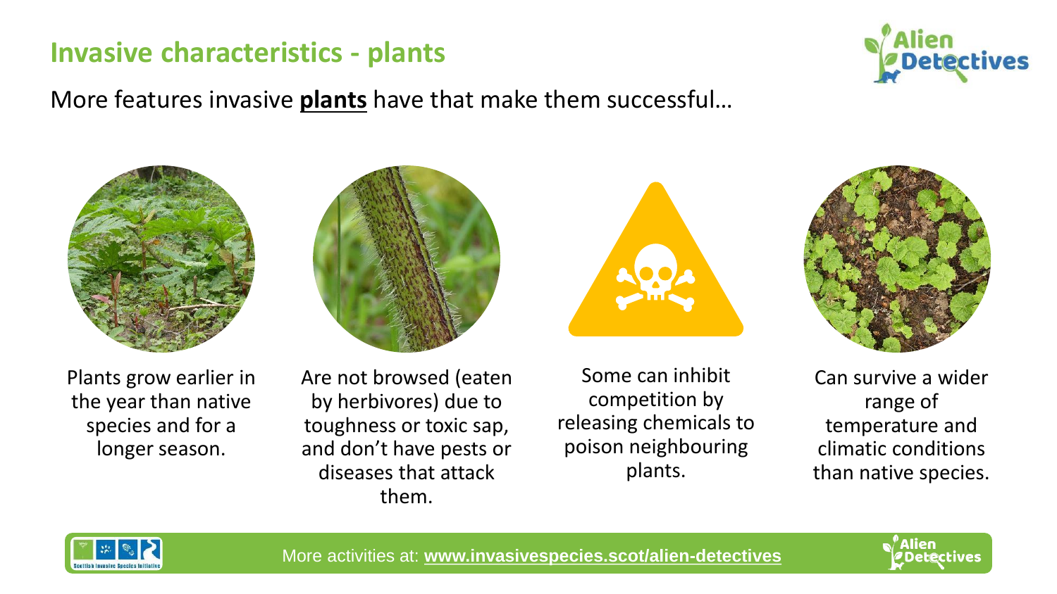## Invasive characteristics - plants

More features invasive **plants** have that make them successful…

- Plants grow earlier in the year than native species and for a longer season.
- Are not browsed (eaten by herbivores) due to toughness or toxic sap, and don't have pests or diseases that attack them.
- Some can inhibit competition by releasing chemicals to poison neighbouring plants.
- Can survive a wider range of temperature and climatic conditions than native species.

More activities at: **www.invasivespecies.scot/alien-detectives**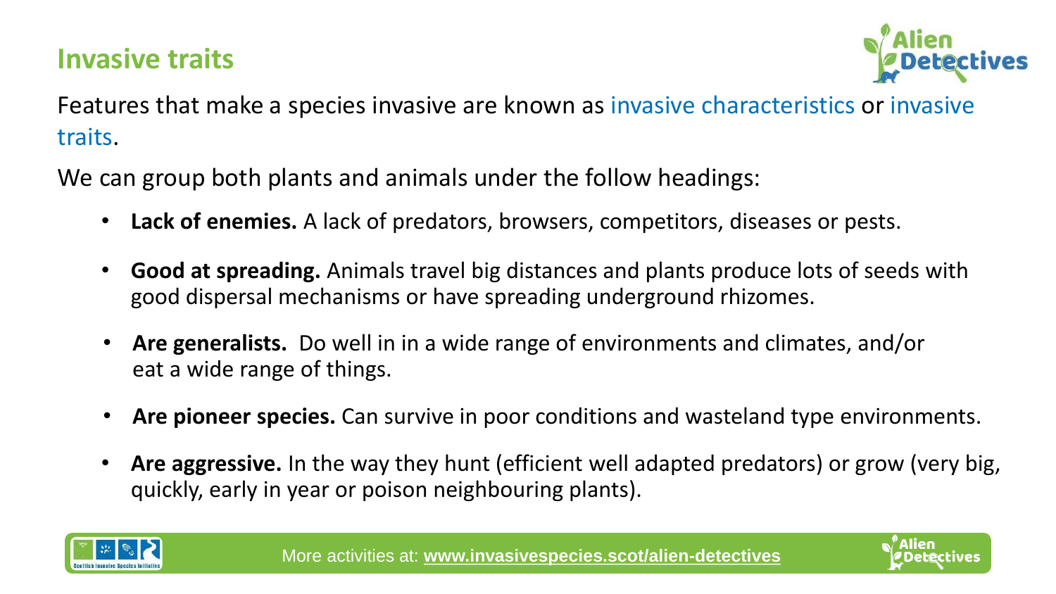## Invasive traits

Features that make a species invasive are known as invasive characteristics or invasive traits.

We can group both plants and animals under the follow headings:

- **Lack of enemies.** A lack of predators, browsers, competitors, diseases or pests.
- **Good at spreading.** Animals travel big distances and plants produce lots of seeds with good dispersal mechanisms or have spreading underground rhizomes.
- **Are generalists.** Do well in in a wide range of environments and climates, and/or eat a wide range of things.
- **Are pioneer species.** Can survive in poor conditions and wasteland type environments.
- **Are aggressive.** In the way they hunt (efficient well adapted predators) or grow (very big, quickly, early in year or poison neighbouring plants).

More activities at: **www.invasivespecies.scot/alien-detectives**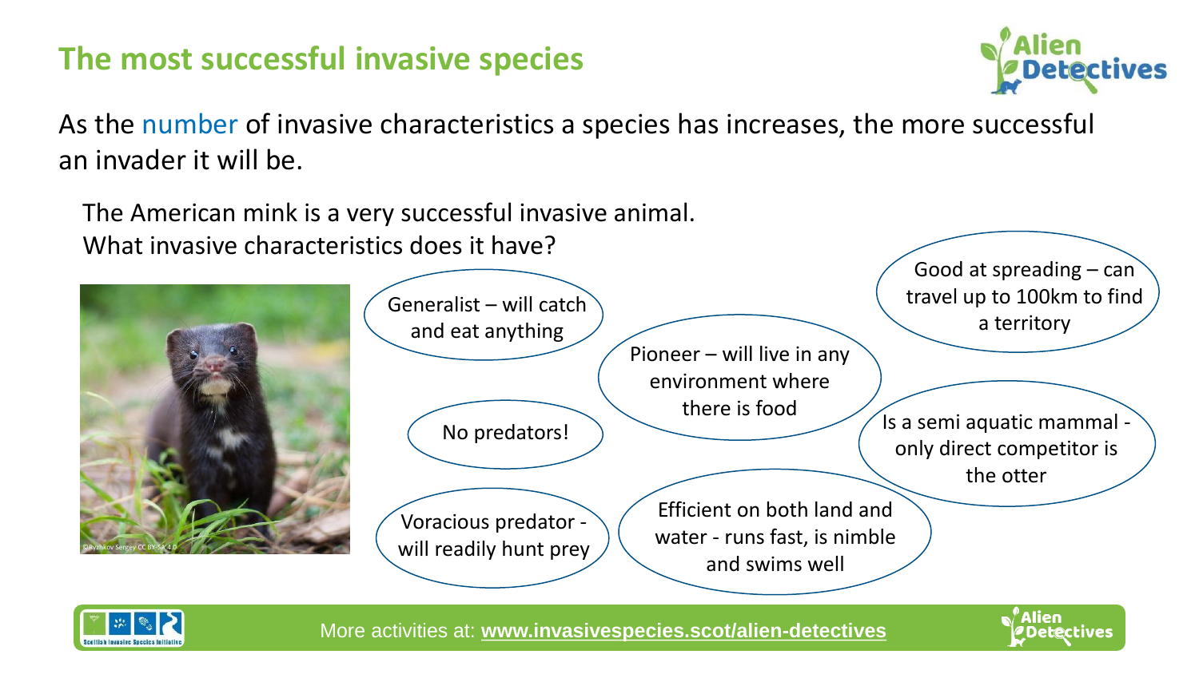# The most successful invasive species

As the number of invasive characteristics a species has increases, the more successful an invader it will be.

The American mink is a very successful invasive animal.
What invasive characteristics does it have?

- Generalist – will catch and eat anything
- Pioneer – will live in any environment where there is food
- Good at spreading – can travel up to 100km to find a territory
- No predators!
- Is a semi aquatic mammal - only direct competitor is the otter
- Voracious predator - will readily hunt prey
- Efficient on both land and water - runs fast, is nimble and swims well

©Ryzhkov Sergey CC BY-SA 4.0

More activities at: **www.invasivespecies.scot/alien-detectives**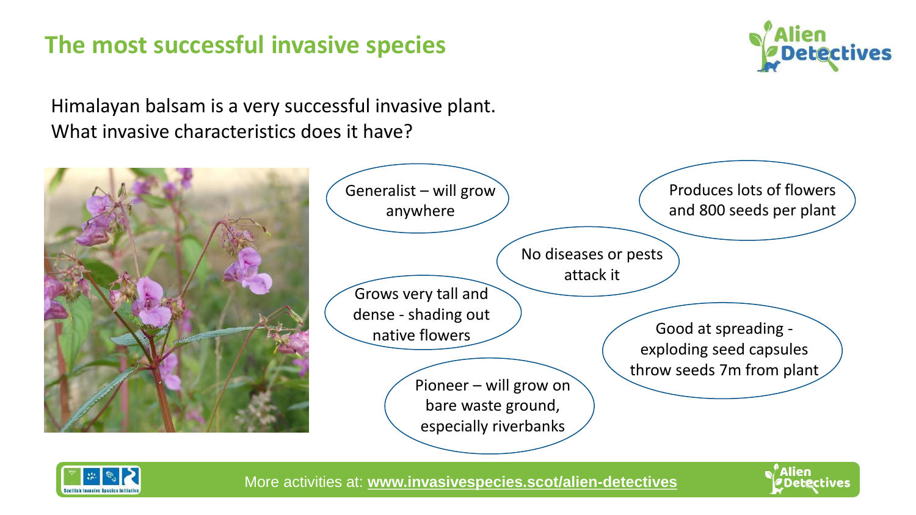# The most successful invasive species

Himalayan balsam is a very successful invasive plant.
What invasive characteristics does it have?

- Generalist – will grow anywhere
- Produces lots of flowers and 800 seeds per plant
- No diseases or pests attack it
- Grows very tall and dense - shading out native flowers
- Good at spreading - exploding seed capsules throw seeds 7m from plant
- Pioneer – will grow on bare waste ground, especially riverbanks

More activities at: **www.invasivespecies.scot/alien-detectives**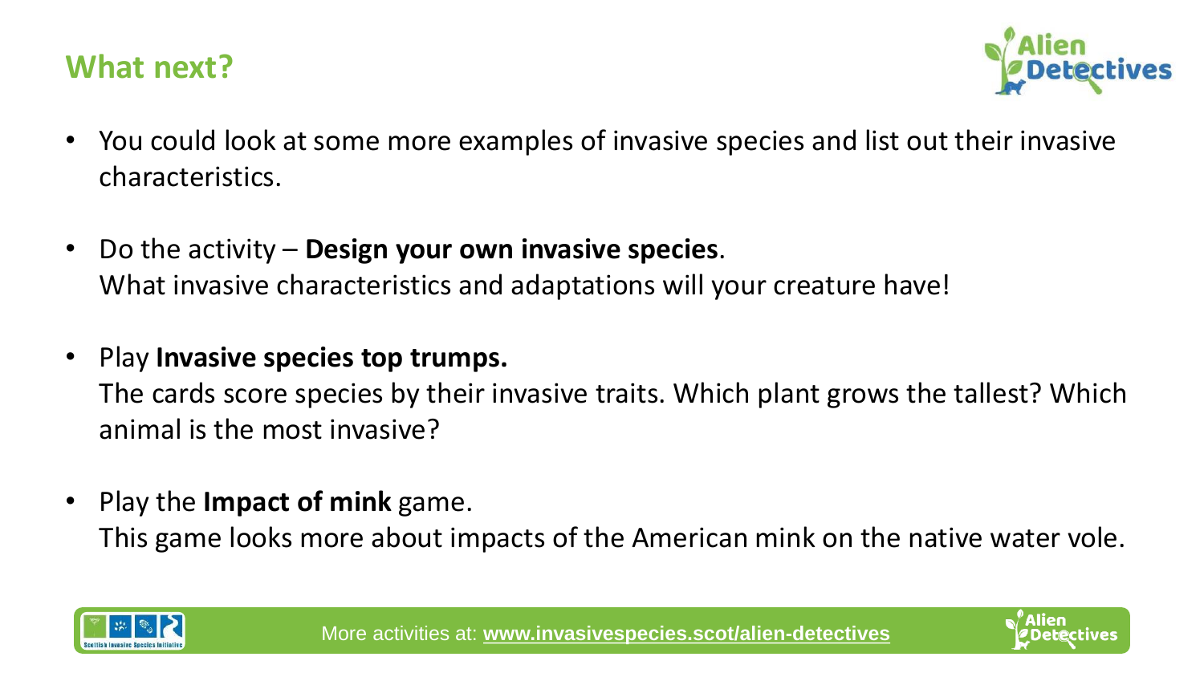# What next?

- You could look at some more examples of invasive species and list out their invasive characteristics.
- Do the activity – **Design your own invasive species**.
  What invasive characteristics and adaptations will your creature have!
- Play **Invasive species top trumps.**
  The cards score species by their invasive traits. Which plant grows the tallest? Which animal is the most invasive?
- Play the **Impact of mink** game.
  This game looks more about impacts of the American mink on the native water vole.

More activities at: **www.invasivespecies.scot/alien-detectives**